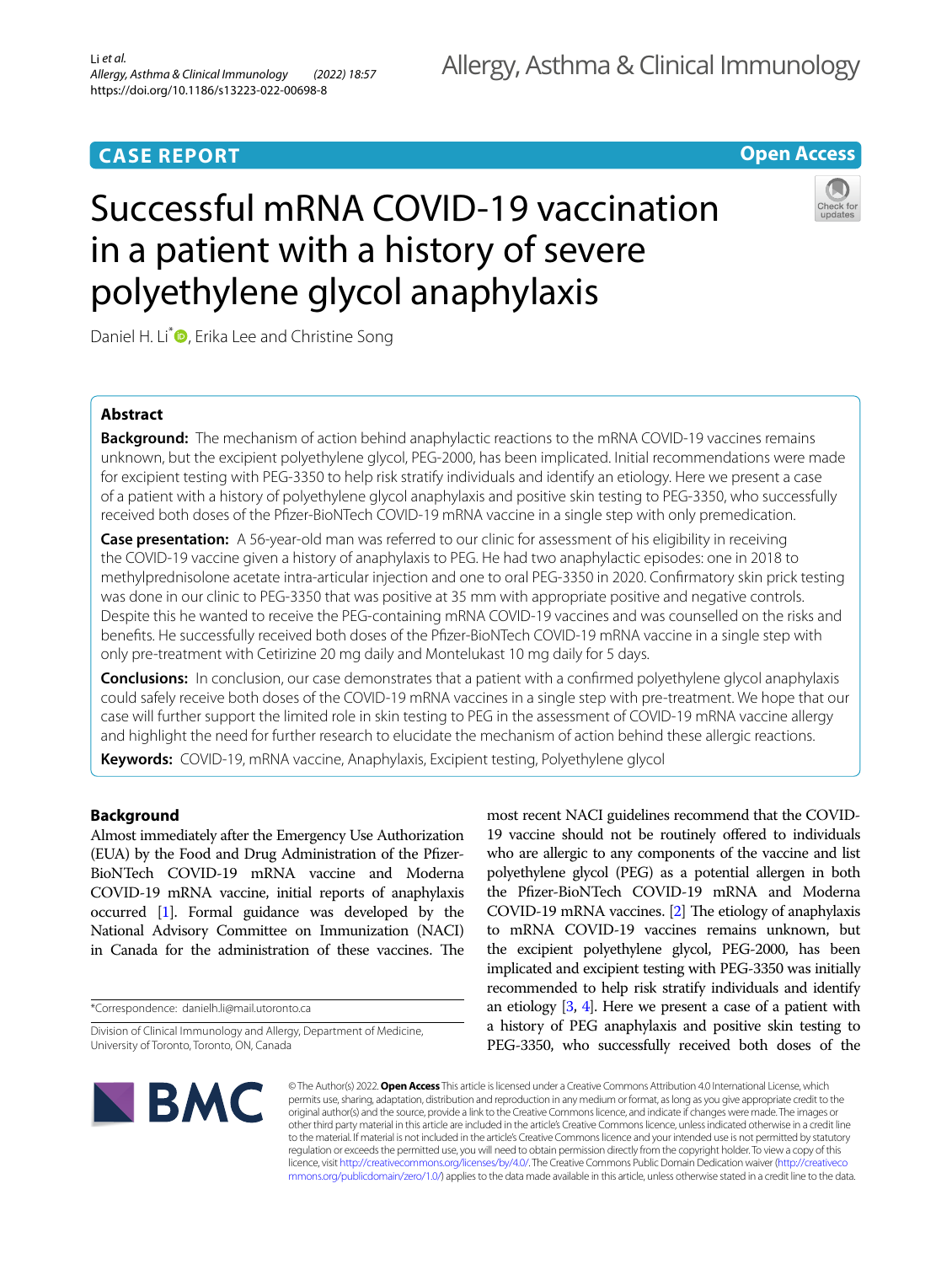CASE REPORT

Open Access

# Successful mRNA COVID-19 vaccination in a patient with a history of severe polyethylene glycol anaphylaxis

Daniel H. Li*, Erika Lee and Christine Song

## Abstract

**Background:** The mechanism of action behind anaphylactic reactions to the mRNA COVID-19 vaccines remains unknown, but the excipient polyethylene glycol, PEG-2000, has been implicated. Initial recommendations were made for excipient testing with PEG-3350 to help risk stratify individuals and identify an etiology. Here we present a case of a patient with a history of polyethylene glycol anaphylaxis and positive skin testing to PEG-3350, who successfully received both doses of the Pfizer-BioNTech COVID-19 mRNA vaccine in a single step with only premedication.

**Case presentation:** A 56-year-old man was referred to our clinic for assessment of his eligibility in receiving the COVID-19 vaccine given a history of anaphylaxis to PEG. He had two anaphylactic episodes: one in 2018 to methylprednisolone acetate intra-articular injection and one to oral PEG-3350 in 2020. Confirmatory skin prick testing was done in our clinic to PEG-3350 that was positive at 35 mm with appropriate positive and negative controls. Despite this he wanted to receive the PEG-containing mRNA COVID-19 vaccines and was counselled on the risks and benefits. He successfully received both doses of the Pfizer-BioNTech COVID-19 mRNA vaccine in a single step with only pre-treatment with Cetirizine 20 mg daily and Montelukast 10 mg daily for 5 days.

**Conclusions:** In conclusion, our case demonstrates that a patient with a confirmed polyethylene glycol anaphylaxis could safely receive both doses of the COVID-19 mRNA vaccines in a single step with pre-treatment. We hope that our case will further support the limited role in skin testing to PEG in the assessment of COVID-19 mRNA vaccine allergy and highlight the need for further research to elucidate the mechanism of action behind these allergic reactions.

**Keywords:** COVID-19, mRNA vaccine, Anaphylaxis, Excipient testing, Polyethylene glycol

## Background

Almost immediately after the Emergency Use Authorization (EUA) by the Food and Drug Administration of the Pfizer-BioNTech COVID-19 mRNA vaccine and Moderna COVID-19 mRNA vaccine, initial reports of anaphylaxis occurred [1]. Formal guidance was developed by the National Advisory Committee on Immunization (NACI) in Canada for the administration of these vaccines. The most recent NACI guidelines recommend that the COVID-19 vaccine should not be routinely offered to individuals who are allergic to any components of the vaccine and list polyethylene glycol (PEG) as a potential allergen in both the Pfizer-BioNTech COVID-19 mRNA and Moderna COVID-19 mRNA vaccines. [2] The etiology of anaphylaxis to mRNA COVID-19 vaccines remains unknown, but the excipient polyethylene glycol, PEG-2000, has been implicated and excipient testing with PEG-3350 was initially recommended to help risk stratify individuals and identify an etiology [3, 4]. Here we present a case of a patient with a history of PEG anaphylaxis and positive skin testing to PEG-3350, who successfully received both doses of the

*Correspondence: danielh.li@mail.utoronto.ca

Division of Clinical Immunology and Allergy, Department of Medicine, University of Toronto, Toronto, ON, Canada

© The Author(s) 2022. **Open Access** This article is licensed under a Creative Commons Attribution 4.0 International License, which permits use, sharing, adaptation, distribution and reproduction in any medium or format, as long as you give appropriate credit to the original author(s) and the source, provide a link to the Creative Commons licence, and indicate if changes were made. The images or other third party material in this article are included in the article's Creative Commons licence, unless indicated otherwise in a credit line to the material. If material is not included in the article's Creative Commons licence and your intended use is not permitted by statutory regulation or exceeds the permitted use, you will need to obtain permission directly from the copyright holder. To view a copy of this licence, visit http://creativecommons.org/licenses/by/4.0/. The Creative Commons Public Domain Dedication waiver (http://creativecommons.org/publicdomain/zero/1.0/) applies to the data made available in this article, unless otherwise stated in a credit line to the data.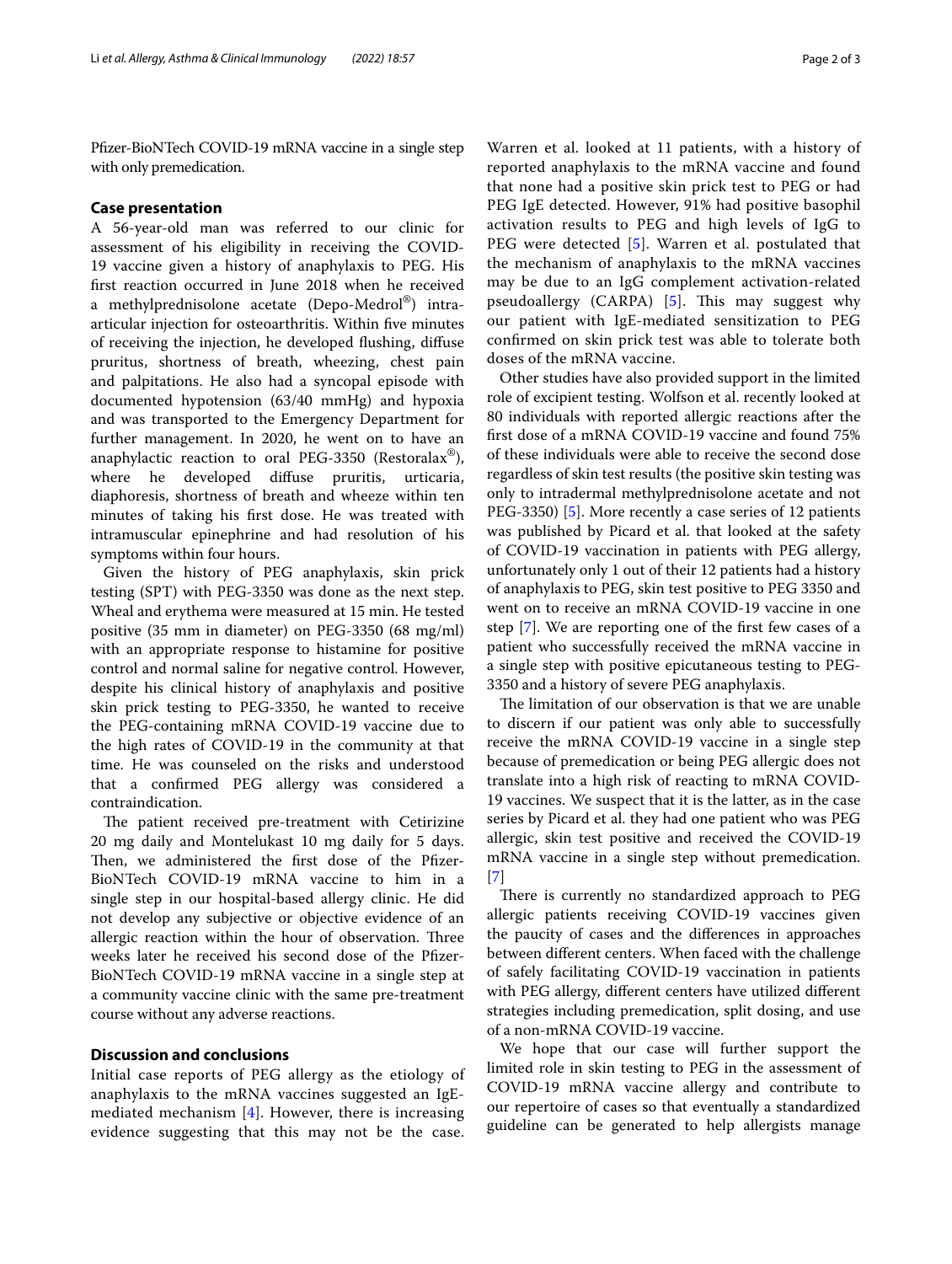Pfizer-BioNTech COVID-19 mRNA vaccine in a single step with only premedication.

## Case presentation

A 56-year-old man was referred to our clinic for assessment of his eligibility in receiving the COVID-19 vaccine given a history of anaphylaxis to PEG. His first reaction occurred in June 2018 when he received a methylprednisolone acetate (Depo-Medrol®) intra-articular injection for osteoarthritis. Within five minutes of receiving the injection, he developed flushing, diffuse pruritus, shortness of breath, wheezing, chest pain and palpitations. He also had a syncopal episode with documented hypotension (63/40 mmHg) and hypoxia and was transported to the Emergency Department for further management. In 2020, he went on to have an anaphylactic reaction to oral PEG-3350 (Restoralax®), where he developed diffuse pruritis, urticaria, diaphoresis, shortness of breath and wheeze within ten minutes of taking his first dose. He was treated with intramuscular epinephrine and had resolution of his symptoms within four hours.

Given the history of PEG anaphylaxis, skin prick testing (SPT) with PEG-3350 was done as the next step. Wheal and erythema were measured at 15 min. He tested positive (35 mm in diameter) on PEG-3350 (68 mg/ml) with an appropriate response to histamine for positive control and normal saline for negative control. However, despite his clinical history of anaphylaxis and positive skin prick testing to PEG-3350, he wanted to receive the PEG-containing mRNA COVID-19 vaccine due to the high rates of COVID-19 in the community at that time. He was counseled on the risks and understood that a confirmed PEG allergy was considered a contraindication.

The patient received pre-treatment with Cetirizine 20 mg daily and Montelukast 10 mg daily for 5 days. Then, we administered the first dose of the Pfizer-BioNTech COVID-19 mRNA vaccine to him in a single step in our hospital-based allergy clinic. He did not develop any subjective or objective evidence of an allergic reaction within the hour of observation. Three weeks later he received his second dose of the Pfizer-BioNTech COVID-19 mRNA vaccine in a single step at a community vaccine clinic with the same pre-treatment course without any adverse reactions.

## Discussion and conclusions

Initial case reports of PEG allergy as the etiology of anaphylaxis to the mRNA vaccines suggested an IgE-mediated mechanism [4]. However, there is increasing evidence suggesting that this may not be the case. Warren et al. looked at 11 patients, with a history of reported anaphylaxis to the mRNA vaccine and found that none had a positive skin prick test to PEG or had PEG IgE detected. However, 91% had positive basophil activation results to PEG and high levels of IgG to PEG were detected [5]. Warren et al. postulated that the mechanism of anaphylaxis to the mRNA vaccines may be due to an IgG complement activation-related pseudoallergy (CARPA) [5]. This may suggest why our patient with IgE-mediated sensitization to PEG confirmed on skin prick test was able to tolerate both doses of the mRNA vaccine.

Other studies have also provided support in the limited role of excipient testing. Wolfson et al. recently looked at 80 individuals with reported allergic reactions after the first dose of a mRNA COVID-19 vaccine and found 75% of these individuals were able to receive the second dose regardless of skin test results (the positive skin testing was only to intradermal methylprednisolone acetate and not PEG-3350) [5]. More recently a case series of 12 patients was published by Picard et al. that looked at the safety of COVID-19 vaccination in patients with PEG allergy, unfortunately only 1 out of their 12 patients had a history of anaphylaxis to PEG, skin test positive to PEG 3350 and went on to receive an mRNA COVID-19 vaccine in one step [7]. We are reporting one of the first few cases of a patient who successfully received the mRNA vaccine in a single step with positive epicutaneous testing to PEG-3350 and a history of severe PEG anaphylaxis.

The limitation of our observation is that we are unable to discern if our patient was only able to successfully receive the mRNA COVID-19 vaccine in a single step because of premedication or being PEG allergic does not translate into a high risk of reacting to mRNA COVID-19 vaccines. We suspect that it is the latter, as in the case series by Picard et al. they had one patient who was PEG allergic, skin test positive and received the COVID-19 mRNA vaccine in a single step without premedication. [7]

There is currently no standardized approach to PEG allergic patients receiving COVID-19 vaccines given the paucity of cases and the differences in approaches between different centers. When faced with the challenge of safely facilitating COVID-19 vaccination in patients with PEG allergy, different centers have utilized different strategies including premedication, split dosing, and use of a non-mRNA COVID-19 vaccine.

We hope that our case will further support the limited role in skin testing to PEG in the assessment of COVID-19 mRNA vaccine allergy and contribute to our repertoire of cases so that eventually a standardized guideline can be generated to help allergists manage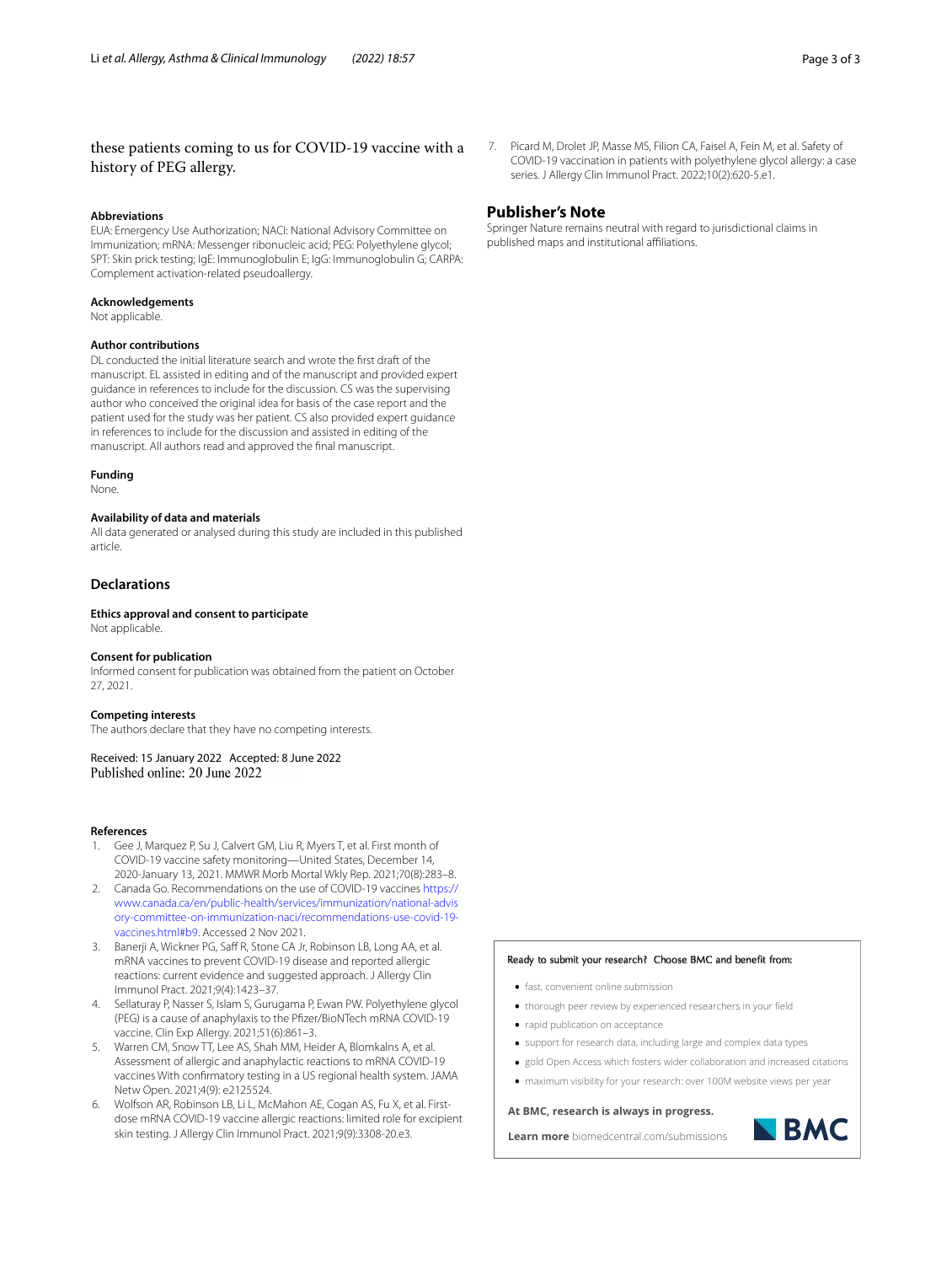these patients coming to us for COVID-19 vaccine with a history of PEG allergy.

#### Abbreviations

EUA: Emergency Use Authorization; NACI: National Advisory Committee on Immunization; mRNA: Messenger ribonucleic acid; PEG: Polyethylene glycol; SPT: Skin prick testing; IgE: Immunoglobulin E; IgG: Immunoglobulin G; CARPA: Complement activation-related pseudoallergy.

#### Acknowledgements

Not applicable.

#### Author contributions

DL conducted the initial literature search and wrote the first draft of the manuscript. EL assisted in editing and of the manuscript and provided expert guidance in references to include for the discussion. CS was the supervising author who conceived the original idea for basis of the case report and the patient used for the study was her patient. CS also provided expert guidance in references to include for the discussion and assisted in editing of the manuscript. All authors read and approved the final manuscript.

#### Funding

None.

#### Availability of data and materials

All data generated or analysed during this study are included in this published article.

## Declarations

#### Ethics approval and consent to participate

Not applicable.

#### Consent for publication

Informed consent for publication was obtained from the patient on October 27, 2021.

#### Competing interests

The authors declare that they have no competing interests.

Received: 15 January 2022 Accepted: 8 June 2022
Published online: 20 June 2022

#### References

1. Gee J, Marquez P, Su J, Calvert GM, Liu R, Myers T, et al. First month of COVID-19 vaccine safety monitoring—United States, December 14, 2020-January 13, 2021. MMWR Morb Mortal Wkly Rep. 2021;70(8):283–8.
2. Canada Go. Recommendations on the use of COVID-19 vaccines https://www.canada.ca/en/public-health/services/immunization/national-advisory-committee-on-immunization-naci/recommendations-use-covid-19-vaccines.html#b9. Accessed 2 Nov 2021.
3. Banerji A, Wickner PG, Saff R, Stone CA Jr, Robinson LB, Long AA, et al. mRNA vaccines to prevent COVID-19 disease and reported allergic reactions: current evidence and suggested approach. J Allergy Clin Immunol Pract. 2021;9(4):1423–37.
4. Sellaturay P, Nasser S, Islam S, Gurugama P, Ewan PW. Polyethylene glycol (PEG) is a cause of anaphylaxis to the Pfizer/BioNTech mRNA COVID-19 vaccine. Clin Exp Allergy. 2021;51(6):861–3.
5. Warren CM, Snow TT, Lee AS, Shah MM, Heider A, Blomkalns A, et al. Assessment of allergic and anaphylactic reactions to mRNA COVID-19 vaccines With confirmatory testing in a US regional health system. JAMA Netw Open. 2021;4(9): e2125524.
6. Wolfson AR, Robinson LB, Li L, McMahon AE, Cogan AS, Fu X, et al. First-dose mRNA COVID-19 vaccine allergic reactions: limited role for excipient skin testing. J Allergy Clin Immunol Pract. 2021;9(9):3308-20.e3.
7. Picard M, Drolet JP, Masse MS, Filion CA, Faisel A, Fein M, et al. Safety of COVID-19 vaccination in patients with polyethylene glycol allergy: a case series. J Allergy Clin Immunol Pract. 2022;10(2):620-5.e1.

## Publisher's Note

Springer Nature remains neutral with regard to jurisdictional claims in published maps and institutional affiliations.

Ready to submit your research? Choose BMC and benefit from:

- fast, convenient online submission
- thorough peer review by experienced researchers in your field
- rapid publication on acceptance
- support for research data, including large and complex data types
- gold Open Access which fosters wider collaboration and increased citations
- maximum visibility for your research: over 100M website views per year

**At BMC, research is always in progress.**

**Learn more** biomedcentral.com/submissions

BMC